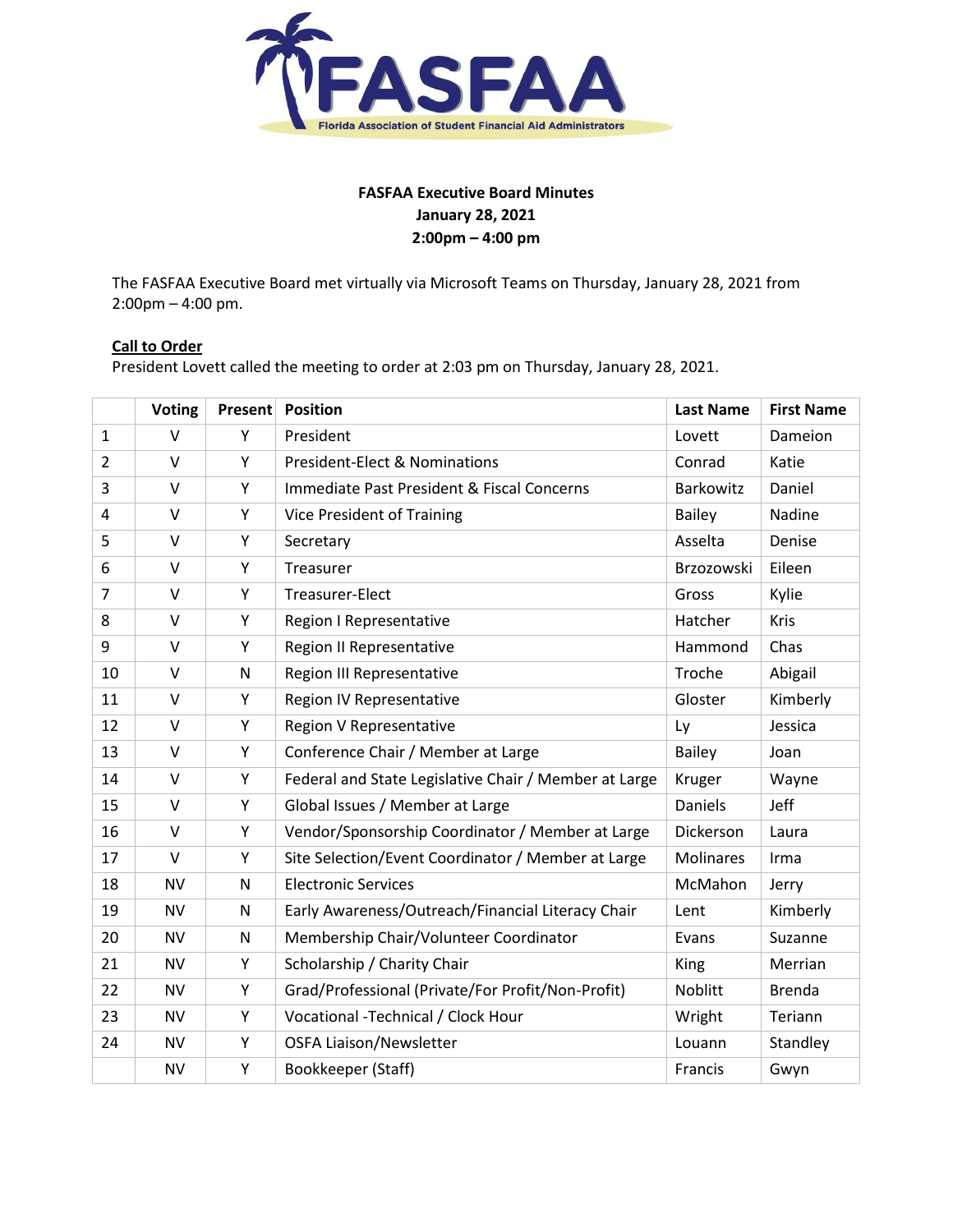FASFAA

Florida Association of Student Financial Aid Administrators

**FASFAA Executive Board Minutes**
**January 28, 2021**
**2:00pm – 4:00 pm**

The FASFAA Executive Board met virtually via Microsoft Teams on Thursday, January 28, 2021 from 2:00pm – 4:00 pm.

**Call to Order**

President Lovett called the meeting to order at 2:03 pm on Thursday, January 28, 2021.

| | Voting | Present | Position | Last Name | First Name |
|---|---|---|---|---|---|
| 1 | V | Y | President | Lovett | Dameion |
| 2 | V | Y | President-Elect & Nominations | Conrad | Katie |
| 3 | V | Y | Immediate Past President & Fiscal Concerns | Barkowitz | Daniel |
| 4 | V | Y | Vice President of Training | Bailey | Nadine |
| 5 | V | Y | Secretary | Asselta | Denise |
| 6 | V | Y | Treasurer | Brzozowski | Eileen |
| 7 | V | Y | Treasurer-Elect | Gross | Kylie |
| 8 | V | Y | Region I Representative | Hatcher | Kris |
| 9 | V | Y | Region II Representative | Hammond | Chas |
| 10 | V | N | Region III Representative | Troche | Abigail |
| 11 | V | Y | Region IV Representative | Gloster | Kimberly |
| 12 | V | Y | Region V Representative | Ly | Jessica |
| 13 | V | Y | Conference Chair / Member at Large | Bailey | Joan |
| 14 | V | Y | Federal and State Legislative Chair / Member at Large | Kruger | Wayne |
| 15 | V | Y | Global Issues / Member at Large | Daniels | Jeff |
| 16 | V | Y | Vendor/Sponsorship Coordinator / Member at Large | Dickerson | Laura |
| 17 | V | Y | Site Selection/Event Coordinator / Member at Large | Molinares | Irma |
| 18 | NV | N | Electronic Services | McMahon | Jerry |
| 19 | NV | N | Early Awareness/Outreach/Financial Literacy Chair | Lent | Kimberly |
| 20 | NV | N | Membership Chair/Volunteer Coordinator | Evans | Suzanne |
| 21 | NV | Y | Scholarship / Charity Chair | King | Merrian |
| 22 | NV | Y | Grad/Professional (Private/For Profit/Non-Profit) | Noblitt | Brenda |
| 23 | NV | Y | Vocational -Technical / Clock Hour | Wright | Teriann |
| 24 | NV | Y | OSFA Liaison/Newsletter | Louann | Standley |
| | NV | Y | Bookkeeper (Staff) | Francis | Gwyn |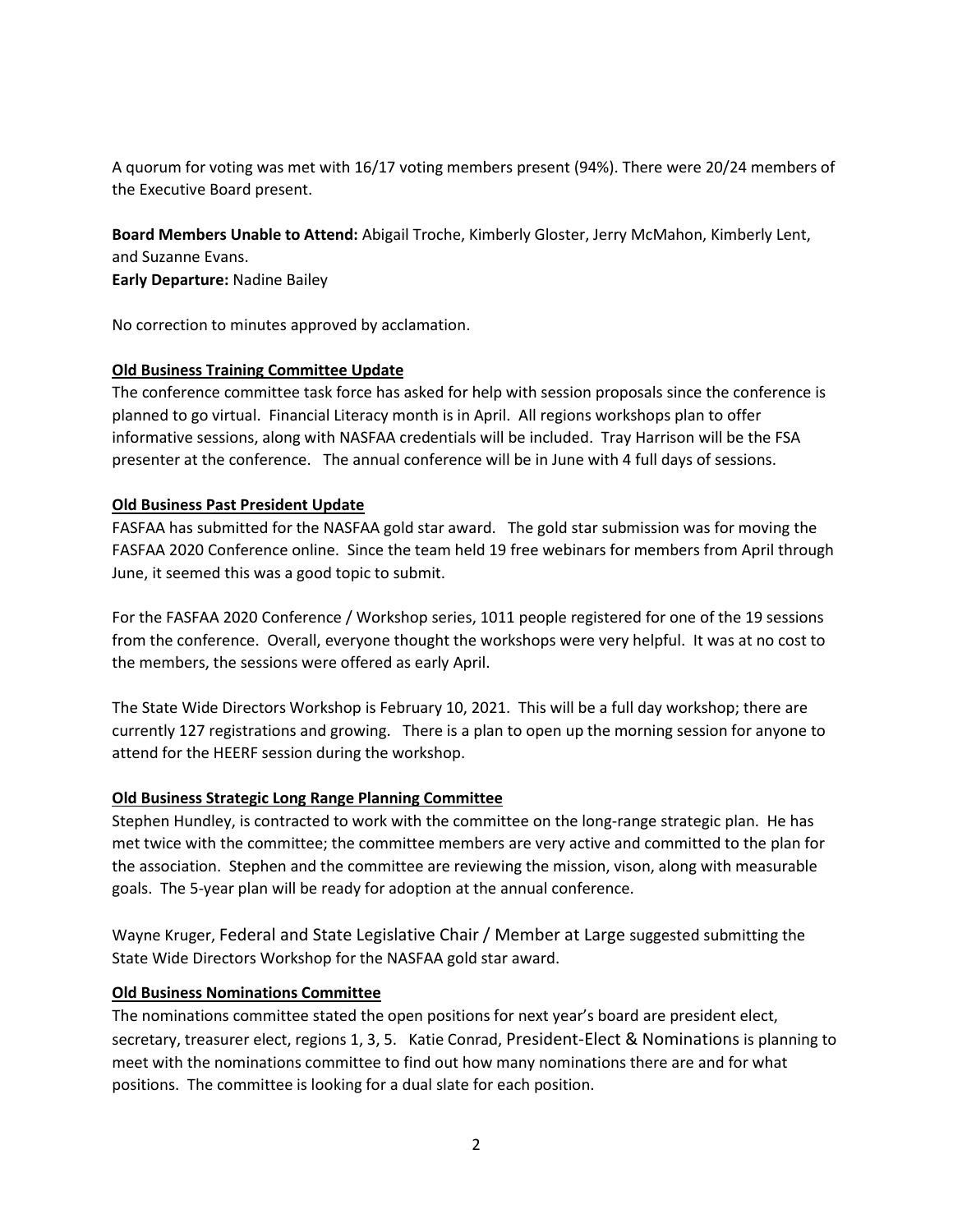A quorum for voting was met with 16/17 voting members present (94%). There were 20/24 members of the Executive Board present.

**Board Members Unable to Attend:** Abigail Troche, Kimberly Gloster, Jerry McMahon, Kimberly Lent, and Suzanne Evans.
**Early Departure:** Nadine Bailey

No correction to minutes approved by acclamation.

**Old Business Training Committee Update**

The conference committee task force has asked for help with session proposals since the conference is planned to go virtual. Financial Literacy month is in April. All regions workshops plan to offer informative sessions, along with NASFAA credentials will be included. Tray Harrison will be the FSA presenter at the conference. The annual conference will be in June with 4 full days of sessions.

**Old Business Past President Update**

FASFAA has submitted for the NASFAA gold star award. The gold star submission was for moving the FASFAA 2020 Conference online. Since the team held 19 free webinars for members from April through June, it seemed this was a good topic to submit.

For the FASFAA 2020 Conference / Workshop series, 1011 people registered for one of the 19 sessions from the conference. Overall, everyone thought the workshops were very helpful. It was at no cost to the members, the sessions were offered as early April.

The State Wide Directors Workshop is February 10, 2021. This will be a full day workshop; there are currently 127 registrations and growing. There is a plan to open up the morning session for anyone to attend for the HEERF session during the workshop.

**Old Business Strategic Long Range Planning Committee**

Stephen Hundley, is contracted to work with the committee on the long-range strategic plan. He has met twice with the committee; the committee members are very active and committed to the plan for the association. Stephen and the committee are reviewing the mission, vison, along with measurable goals. The 5-year plan will be ready for adoption at the annual conference.

Wayne Kruger, Federal and State Legislative Chair / Member at Large suggested submitting the State Wide Directors Workshop for the NASFAA gold star award.

**Old Business Nominations Committee**

The nominations committee stated the open positions for next year's board are president elect, secretary, treasurer elect, regions 1, 3, 5. Katie Conrad, President-Elect & Nominations is planning to meet with the nominations committee to find out how many nominations there are and for what positions. The committee is looking for a dual slate for each position.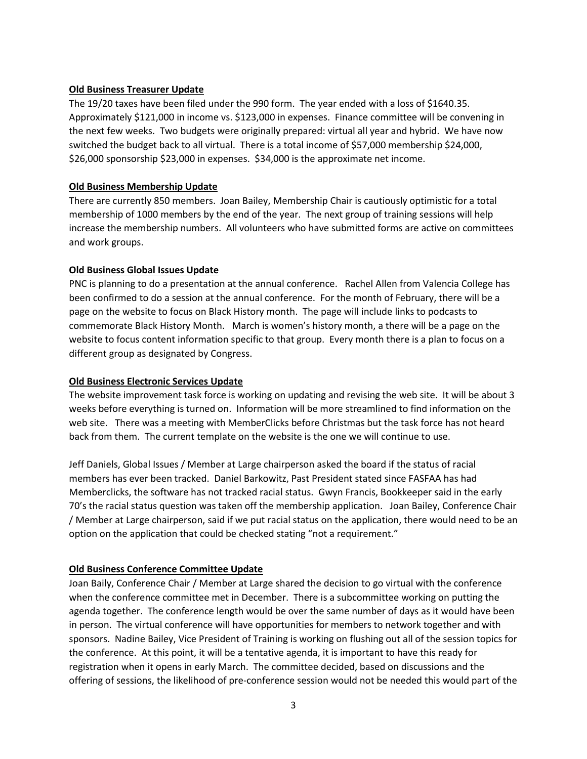**Old Business Treasurer Update**

The 19/20 taxes have been filed under the 990 form. The year ended with a loss of $1640.35. Approximately $121,000 in income vs. $123,000 in expenses. Finance committee will be convening in the next few weeks. Two budgets were originally prepared: virtual all year and hybrid. We have now switched the budget back to all virtual. There is a total income of $57,000 membership $24,000, $26,000 sponsorship $23,000 in expenses. $34,000 is the approximate net income.

**Old Business Membership Update**

There are currently 850 members. Joan Bailey, Membership Chair is cautiously optimistic for a total membership of 1000 members by the end of the year. The next group of training sessions will help increase the membership numbers. All volunteers who have submitted forms are active on committees and work groups.

**Old Business Global Issues Update**

PNC is planning to do a presentation at the annual conference. Rachel Allen from Valencia College has been confirmed to do a session at the annual conference. For the month of February, there will be a page on the website to focus on Black History month. The page will include links to podcasts to commemorate Black History Month. March is women's history month, a there will be a page on the website to focus content information specific to that group. Every month there is a plan to focus on a different group as designated by Congress.

**Old Business Electronic Services Update**

The website improvement task force is working on updating and revising the web site. It will be about 3 weeks before everything is turned on. Information will be more streamlined to find information on the web site. There was a meeting with MemberClicks before Christmas but the task force has not heard back from them. The current template on the website is the one we will continue to use.

Jeff Daniels, Global Issues / Member at Large chairperson asked the board if the status of racial members has ever been tracked. Daniel Barkowitz, Past President stated since FASFAA has had Memberclicks, the software has not tracked racial status. Gwyn Francis, Bookkeeper said in the early 70's the racial status question was taken off the membership application. Joan Bailey, Conference Chair / Member at Large chairperson, said if we put racial status on the application, there would need to be an option on the application that could be checked stating "not a requirement."

**Old Business Conference Committee Update**

Joan Baily, Conference Chair / Member at Large shared the decision to go virtual with the conference when the conference committee met in December. There is a subcommittee working on putting the agenda together. The conference length would be over the same number of days as it would have been in person. The virtual conference will have opportunities for members to network together and with sponsors. Nadine Bailey, Vice President of Training is working on flushing out all of the session topics for the conference. At this point, it will be a tentative agenda, it is important to have this ready for registration when it opens in early March. The committee decided, based on discussions and the offering of sessions, the likelihood of pre-conference session would not be needed this would part of the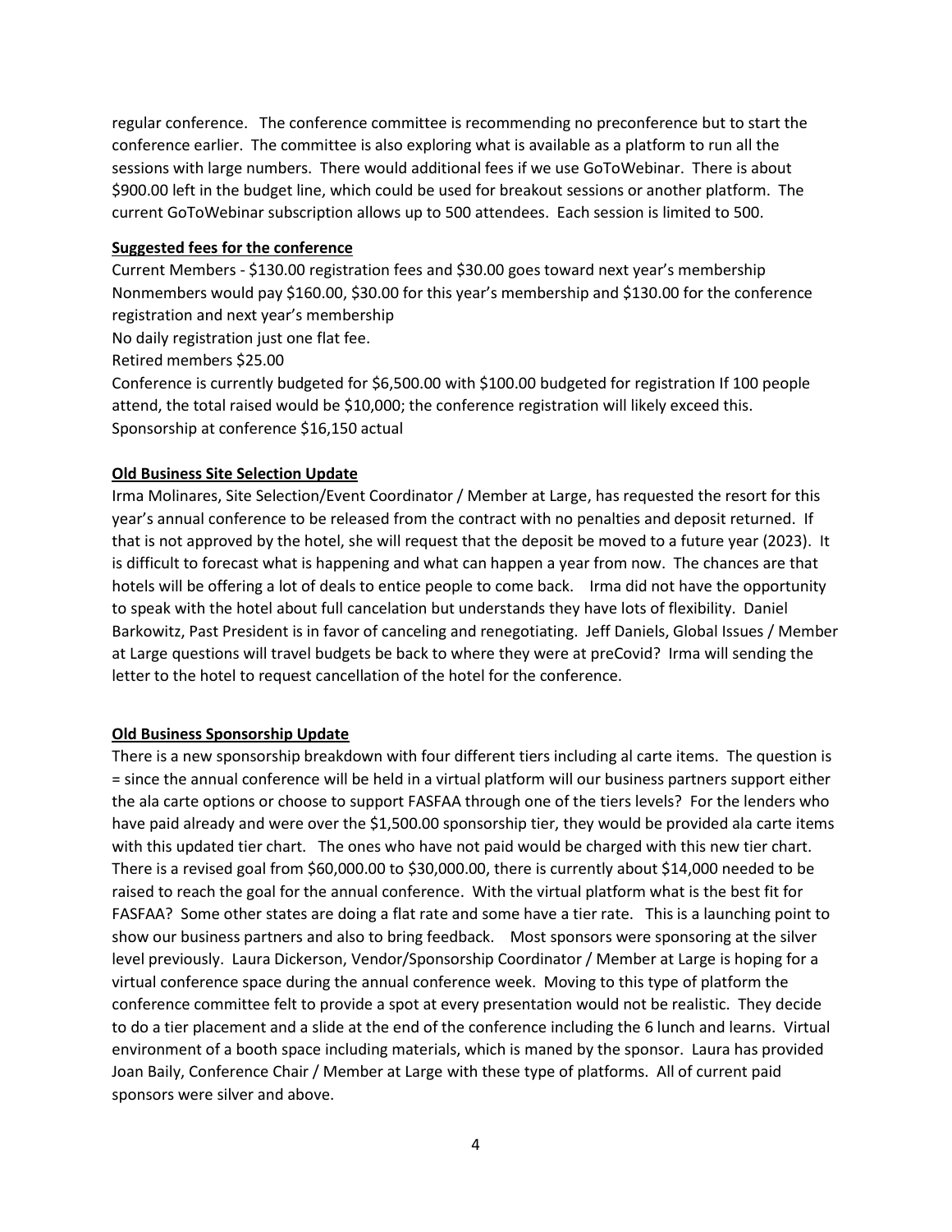regular conference. The conference committee is recommending no preconference but to start the conference earlier. The committee is also exploring what is available as a platform to run all the sessions with large numbers. There would additional fees if we use GoToWebinar. There is about $900.00 left in the budget line, which could be used for breakout sessions or another platform. The current GoToWebinar subscription allows up to 500 attendees. Each session is limited to 500.

**Suggested fees for the conference**

Current Members - $130.00 registration fees and $30.00 goes toward next year's membership
Nonmembers would pay $160.00, $30.00 for this year's membership and $130.00 for the conference registration and next year's membership
No daily registration just one flat fee.
Retired members $25.00
Conference is currently budgeted for $6,500.00 with $100.00 budgeted for registration If 100 people attend, the total raised would be $10,000; the conference registration will likely exceed this.
Sponsorship at conference $16,150 actual

**Old Business Site Selection Update**

Irma Molinares, Site Selection/Event Coordinator / Member at Large, has requested the resort for this year's annual conference to be released from the contract with no penalties and deposit returned. If that is not approved by the hotel, she will request that the deposit be moved to a future year (2023). It is difficult to forecast what is happening and what can happen a year from now. The chances are that hotels will be offering a lot of deals to entice people to come back. Irma did not have the opportunity to speak with the hotel about full cancelation but understands they have lots of flexibility. Daniel Barkowitz, Past President is in favor of canceling and renegotiating. Jeff Daniels, Global Issues / Member at Large questions will travel budgets be back to where they were at preCovid? Irma will sending the letter to the hotel to request cancellation of the hotel for the conference.

**Old Business Sponsorship Update**

There is a new sponsorship breakdown with four different tiers including al carte items. The question is = since the annual conference will be held in a virtual platform will our business partners support either the ala carte options or choose to support FASFAA through one of the tiers levels? For the lenders who have paid already and were over the $1,500.00 sponsorship tier, they would be provided ala carte items with this updated tier chart. The ones who have not paid would be charged with this new tier chart. There is a revised goal from $60,000.00 to $30,000.00, there is currently about $14,000 needed to be raised to reach the goal for the annual conference. With the virtual platform what is the best fit for FASFAA? Some other states are doing a flat rate and some have a tier rate. This is a launching point to show our business partners and also to bring feedback. Most sponsors were sponsoring at the silver level previously. Laura Dickerson, Vendor/Sponsorship Coordinator / Member at Large is hoping for a virtual conference space during the annual conference week. Moving to this type of platform the conference committee felt to provide a spot at every presentation would not be realistic. They decide to do a tier placement and a slide at the end of the conference including the 6 lunch and learns. Virtual environment of a booth space including materials, which is maned by the sponsor. Laura has provided Joan Baily, Conference Chair / Member at Large with these type of platforms. All of current paid sponsors were silver and above.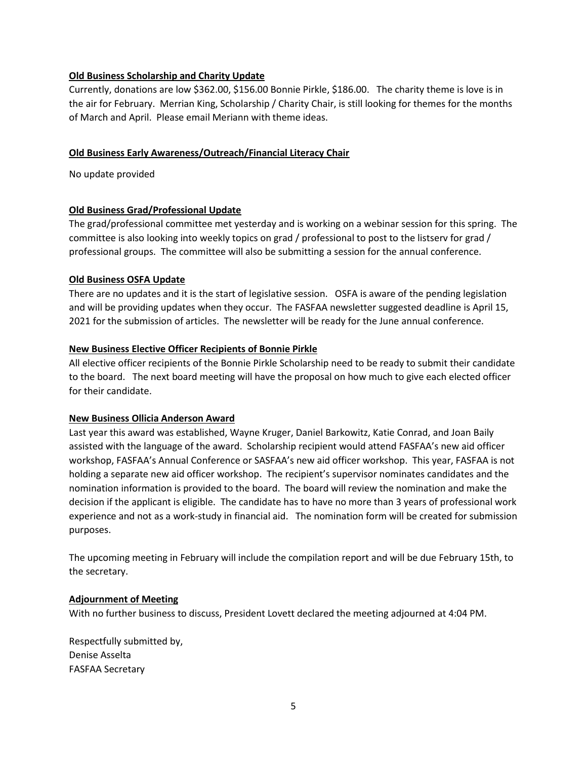**Old Business Scholarship and Charity Update**

Currently, donations are low $362.00, $156.00 Bonnie Pirkle, $186.00. The charity theme is love is in the air for February. Merrian King, Scholarship / Charity Chair, is still looking for themes for the months of March and April. Please email Meriann with theme ideas.

**Old Business Early Awareness/Outreach/Financial Literacy Chair**

No update provided

**Old Business Grad/Professional Update**

The grad/professional committee met yesterday and is working on a webinar session for this spring. The committee is also looking into weekly topics on grad / professional to post to the listserv for grad / professional groups. The committee will also be submitting a session for the annual conference.

**Old Business OSFA Update**

There are no updates and it is the start of legislative session. OSFA is aware of the pending legislation and will be providing updates when they occur. The FASFAA newsletter suggested deadline is April 15, 2021 for the submission of articles. The newsletter will be ready for the June annual conference.

**New Business Elective Officer Recipients of Bonnie Pirkle**

All elective officer recipients of the Bonnie Pirkle Scholarship need to be ready to submit their candidate to the board. The next board meeting will have the proposal on how much to give each elected officer for their candidate.

**New Business Ollicia Anderson Award**

Last year this award was established, Wayne Kruger, Daniel Barkowitz, Katie Conrad, and Joan Baily assisted with the language of the award. Scholarship recipient would attend FASFAA's new aid officer workshop, FASFAA's Annual Conference or SASFAA's new aid officer workshop. This year, FASFAA is not holding a separate new aid officer workshop. The recipient's supervisor nominates candidates and the nomination information is provided to the board. The board will review the nomination and make the decision if the applicant is eligible. The candidate has to have no more than 3 years of professional work experience and not as a work-study in financial aid. The nomination form will be created for submission purposes.

The upcoming meeting in February will include the compilation report and will be due February 15th, to the secretary.

**Adjournment of Meeting**

With no further business to discuss, President Lovett declared the meeting adjourned at 4:04 PM.

Respectfully submitted by,
Denise Asselta
FASFAA Secretary